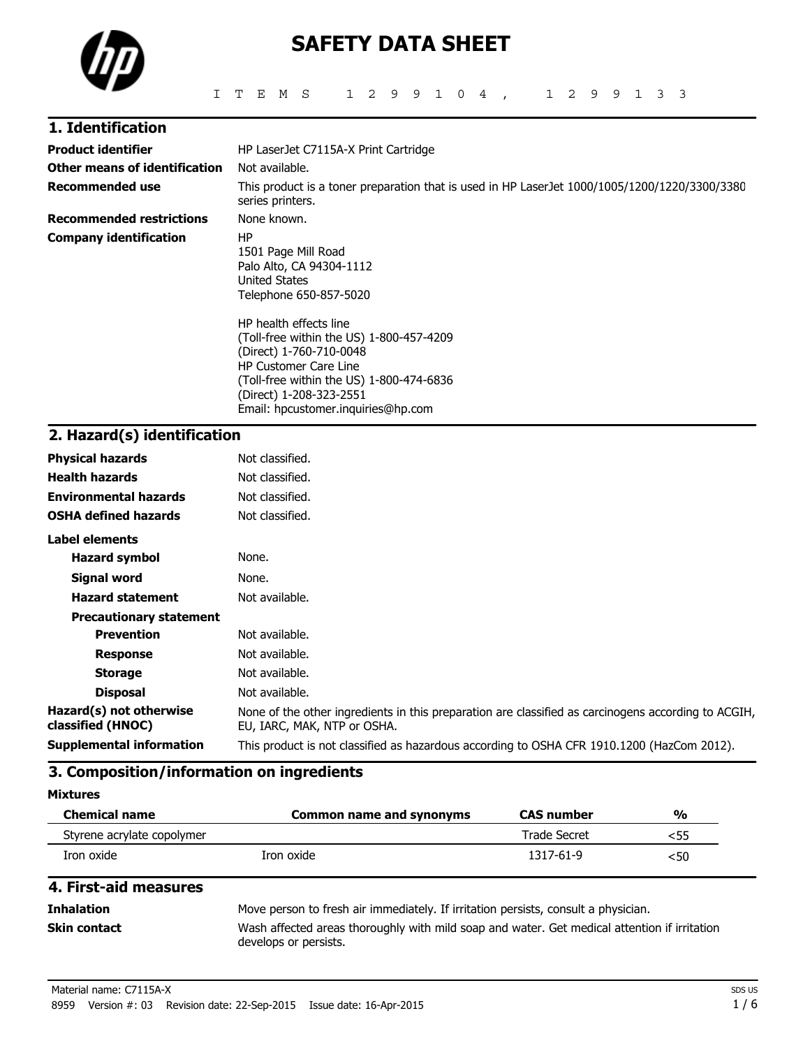# SAFETY DATA SHEET

ITEMS 1299104, 1299133

## 1. Identification

| | |
|---|---|
| **Product identifier** | HP LaserJet C7115A-X Print Cartridge |
| **Other means of identification** | Not available. |
| **Recommended use** | This product is a toner preparation that is used in HP LaserJet 1000/1005/1200/1220/3300/3380 series printers. |
| **Recommended restrictions** | None known. |
| **Company identification** | HP<br>1501 Page Mill Road<br>Palo Alto, CA 94304-1112<br>United States<br>Telephone 650-857-5020<br><br>HP health effects line<br>(Toll-free within the US) 1-800-457-4209<br>(Direct) 1-760-710-0048<br>HP Customer Care Line<br>(Toll-free within the US) 1-800-474-6836<br>(Direct) 1-208-323-2551<br>Email: hpcustomer.inquiries@hp.com |

## 2. Hazard(s) identification

| | |
|---|---|
| **Physical hazards** | Not classified. |
| **Health hazards** | Not classified. |
| **Environmental hazards** | Not classified. |
| **OSHA defined hazards** | Not classified. |

**Label elements**

| | |
|---|---|
| **Hazard symbol** | None. |
| **Signal word** | None. |
| **Hazard statement** | Not available. |

**Precautionary statement**

| | |
|---|---|
| **Prevention** | Not available. |
| **Response** | Not available. |
| **Storage** | Not available. |
| **Disposal** | Not available. |
| **Hazard(s) not otherwise classified (HNOC)** | None of the other ingredients in this preparation are classified as carcinogens according to ACGIH, EU, IARC, MAK, NTP or OSHA. |
| **Supplemental information** | This product is not classified as hazardous according to OSHA CFR 1910.1200 (HazCom 2012). |

## 3. Composition/information on ingredients

**Mixtures**

| Chemical name | Common name and synonyms | CAS number | % |
|---|---|---|---|
| Styrene acrylate copolymer | | Trade Secret | <55 |
| Iron oxide | Iron oxide | 1317-61-9 | <50 |

## 4. First-aid measures

| | |
|---|---|
| **Inhalation** | Move person to fresh air immediately. If irritation persists, consult a physician. |
| **Skin contact** | Wash affected areas thoroughly with mild soap and water. Get medical attention if irritation develops or persists. |

Material name: C7115A-X

8959 Version #: 03 Revision date: 22-Sep-2015 Issue date: 16-Apr-2015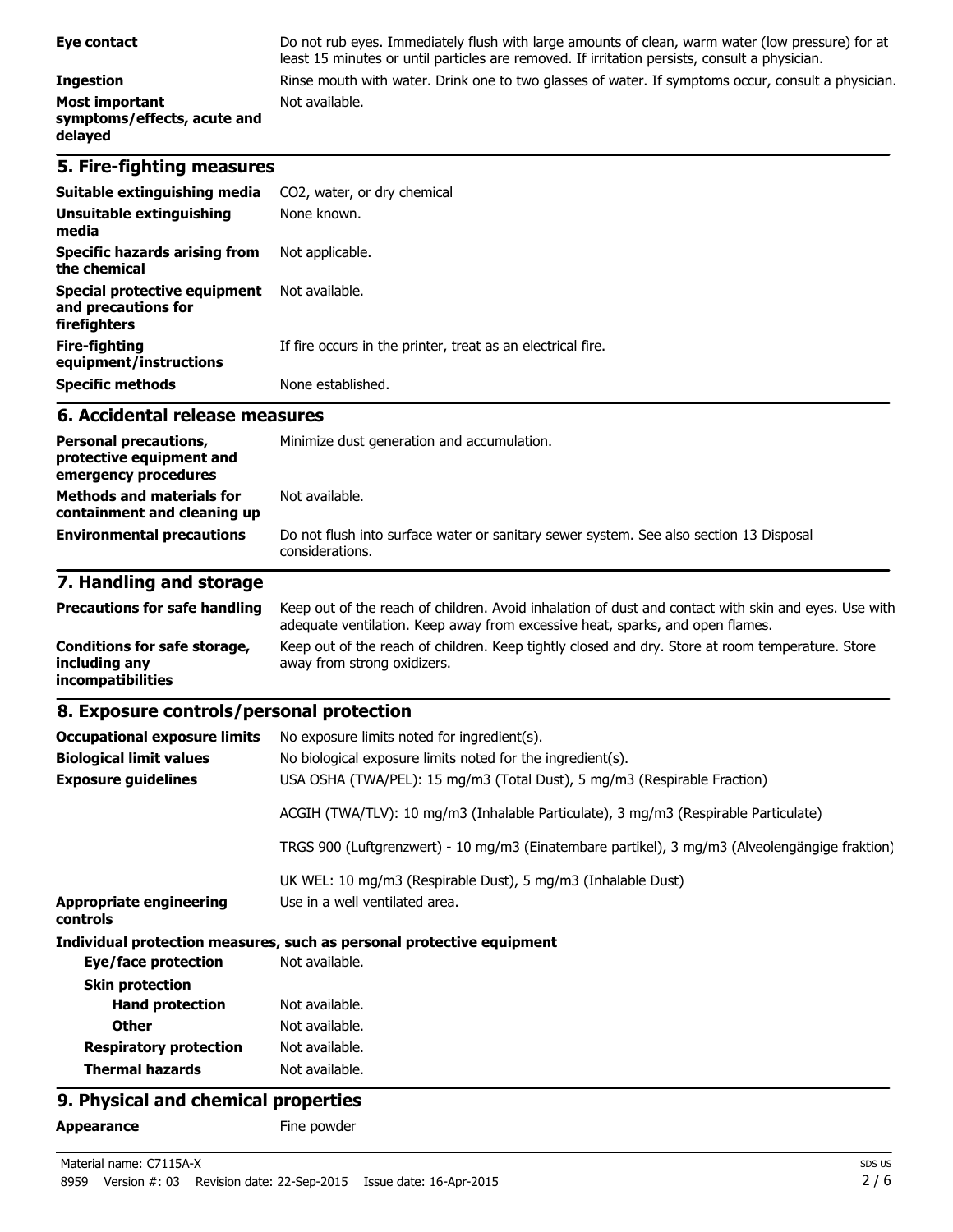| | |
|---|---|
| **Eye contact** | Do not rub eyes. Immediately flush with large amounts of clean, warm water (low pressure) for at least 15 minutes or until particles are removed. If irritation persists, consult a physician. |
| **Ingestion** | Rinse mouth with water. Drink one to two glasses of water. If symptoms occur, consult a physician. |
| **Most important symptoms/effects, acute and delayed** | Not available. |

## 5. Fire-fighting measures

| | |
|---|---|
| **Suitable extinguishing media** | $CO_2$, water, or dry chemical |
| **Unsuitable extinguishing media** | None known. |
| **Specific hazards arising from the chemical** | Not applicable. |
| **Special protective equipment and precautions for firefighters** | Not available. |
| **Fire-fighting equipment/instructions** | If fire occurs in the printer, treat as an electrical fire. |
| **Specific methods** | None established. |

## 6. Accidental release measures

| | |
|---|---|
| **Personal precautions, protective equipment and emergency procedures** | Minimize dust generation and accumulation. |
| **Methods and materials for containment and cleaning up** | Not available. |
| **Environmental precautions** | Do not flush into surface water or sanitary sewer system. See also section 13 Disposal considerations. |

## 7. Handling and storage

| | |
|---|---|
| **Precautions for safe handling** | Keep out of the reach of children. Avoid inhalation of dust and contact with skin and eyes. Use with adequate ventilation. Keep away from excessive heat, sparks, and open flames. |
| **Conditions for safe storage, including any incompatibilities** | Keep out of the reach of children. Keep tightly closed and dry. Store at room temperature. Store away from strong oxidizers. |

## 8. Exposure controls/personal protection

| | |
|---|---|
| **Occupational exposure limits** | No exposure limits noted for ingredient(s). |
| **Biological limit values** | No biological exposure limits noted for the ingredient(s). |
| **Exposure guidelines** | USA OSHA (TWA/PEL): 15 mg/m3 (Total Dust), 5 mg/m3 (Respirable Fraction) |
| | ACGIH (TWA/TLV): 10 mg/m3 (Inhalable Particulate), 3 mg/m3 (Respirable Particulate) |
| | TRGS 900 (Luftgrenzwert) - 10 mg/m3 (Einatembare partikel), 3 mg/m3 (Alveolengängige fraktion) |
| | UK WEL: 10 mg/m3 (Respirable Dust), 5 mg/m3 (Inhalable Dust) |
| **Appropriate engineering controls** | Use in a well ventilated area. |

**Individual protection measures, such as personal protective equipment**

| | |
|---|---|
| **Eye/face protection** | Not available. |
| **Skin protection** | |
| **Hand protection** | Not available. |
| **Other** | Not available. |
| **Respiratory protection** | Not available. |
| **Thermal hazards** | Not available. |

## 9. Physical and chemical properties

| | |
|---|---|
| **Appearance** | Fine powder |

Material name: C7115A-X

8959 Version #: 03 Revision date: 22-Sep-2015 Issue date: 16-Apr-2015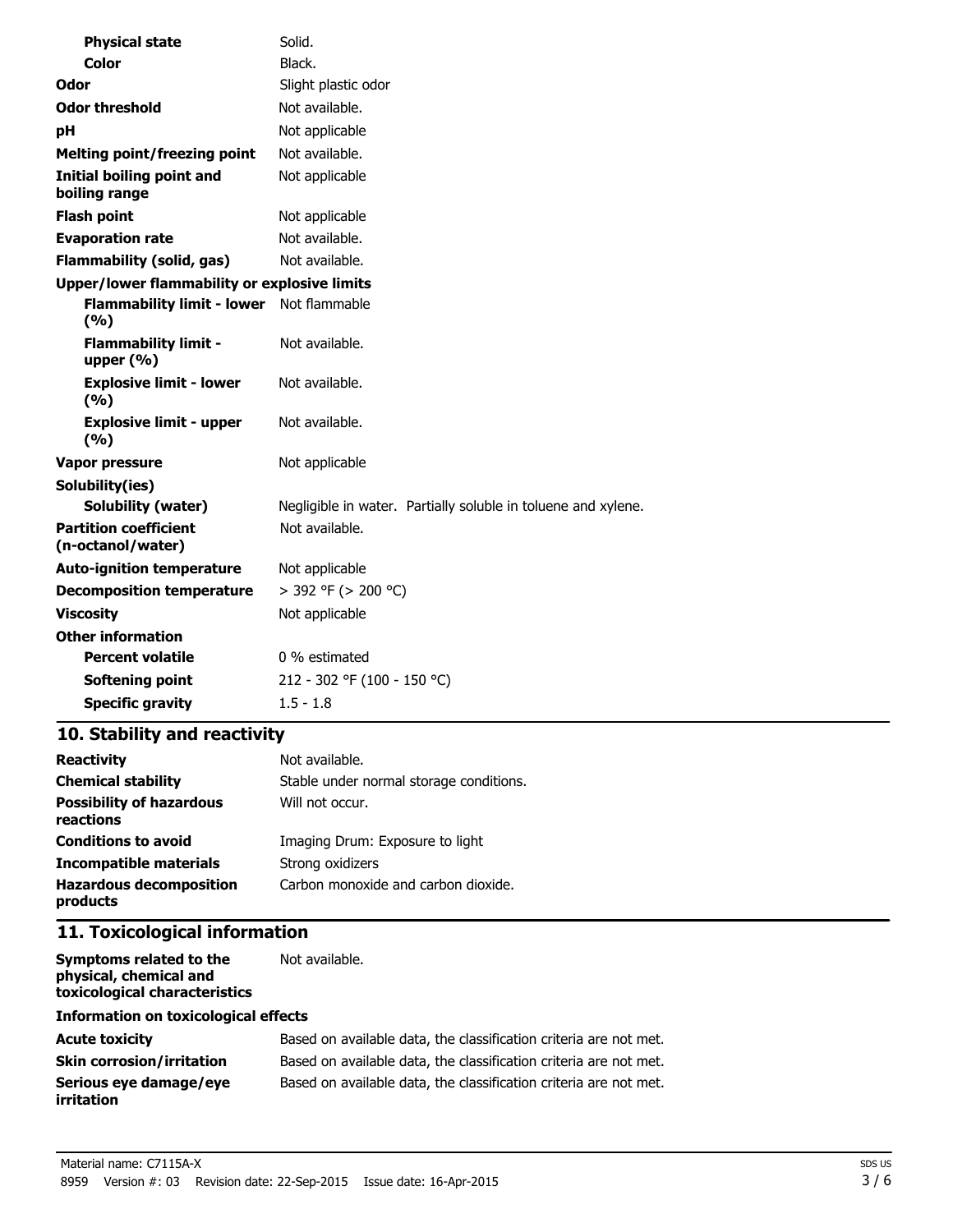| | |
|---|---|
| **Physical state** | Solid. |
| **Color** | Black. |
| **Odor** | Slight plastic odor |
| **Odor threshold** | Not available. |
| **pH** | Not applicable |
| **Melting point/freezing point** | Not available. |
| **Initial boiling point and boiling range** | Not applicable |
| **Flash point** | Not applicable |
| **Evaporation rate** | Not available. |
| **Flammability (solid, gas)** | Not available. |
| **Upper/lower flammability or explosive limits** | |
| **Flammability limit - lower (%)** | Not flammable |
| **Flammability limit - upper (%)** | Not available. |
| **Explosive limit - lower (%)** | Not available. |
| **Explosive limit - upper (%)** | Not available. |
| **Vapor pressure** | Not applicable |
| **Solubility(ies)** | |
| **Solubility (water)** | Negligible in water. Partially soluble in toluene and xylene. |
| **Partition coefficient (n-octanol/water)** | Not available. |
| **Auto-ignition temperature** | Not applicable |
| **Decomposition temperature** | > 392 °F (> 200 °C) |
| **Viscosity** | Not applicable |
| **Other information** | |
| **Percent volatile** | 0 % estimated |
| **Softening point** | 212 - 302 °F (100 - 150 °C) |
| **Specific gravity** | 1.5 - 1.8 |

## 10. Stability and reactivity

| | |
|---|---|
| **Reactivity** | Not available. |
| **Chemical stability** | Stable under normal storage conditions. |
| **Possibility of hazardous reactions** | Will not occur. |
| **Conditions to avoid** | Imaging Drum: Exposure to light |
| **Incompatible materials** | Strong oxidizers |
| **Hazardous decomposition products** | Carbon monoxide and carbon dioxide. |

## 11. Toxicological information

| | |
|---|---|
| **Symptoms related to the physical, chemical and toxicological characteristics** | Not available. |
| **Information on toxicological effects** | |
| **Acute toxicity** | Based on available data, the classification criteria are not met. |
| **Skin corrosion/irritation** | Based on available data, the classification criteria are not met. |
| **Serious eye damage/eye irritation** | Based on available data, the classification criteria are not met. |

Material name: C7115A-X

8959 Version #: 03 Revision date: 22-Sep-2015 Issue date: 16-Apr-2015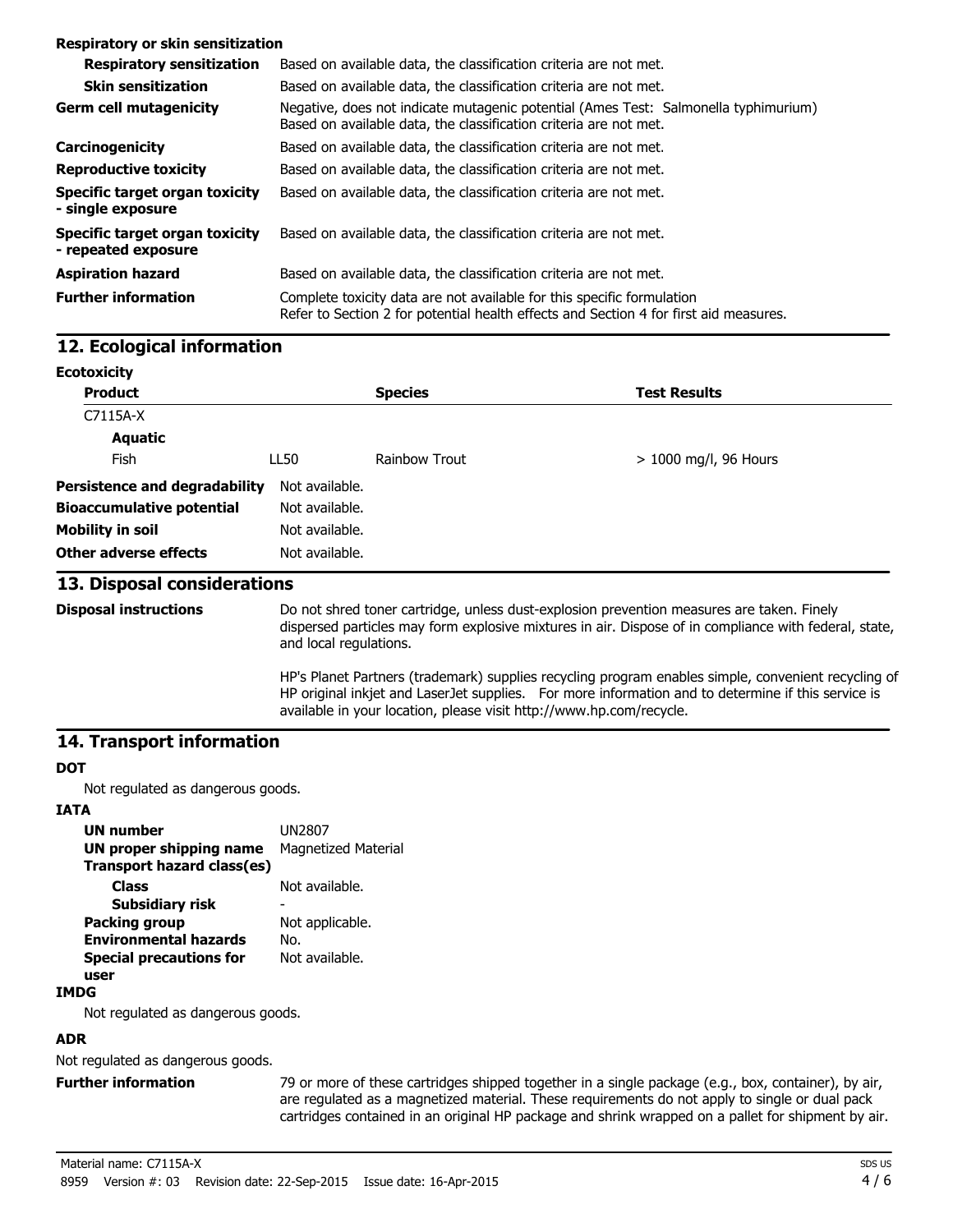**Respiratory or skin sensitization**

| | |
|---|---|
| **Respiratory sensitization** | Based on available data, the classification criteria are not met. |
| **Skin sensitization** | Based on available data, the classification criteria are not met. |
| **Germ cell mutagenicity** | Negative, does not indicate mutagenic potential (Ames Test: Salmonella typhimurium) Based on available data, the classification criteria are not met. |
| **Carcinogenicity** | Based on available data, the classification criteria are not met. |
| **Reproductive toxicity** | Based on available data, the classification criteria are not met. |
| **Specific target organ toxicity - single exposure** | Based on available data, the classification criteria are not met. |
| **Specific target organ toxicity - repeated exposure** | Based on available data, the classification criteria are not met. |
| **Aspiration hazard** | Based on available data, the classification criteria are not met. |
| **Further information** | Complete toxicity data are not available for this specific formulation Refer to Section 2 for potential health effects and Section 4 for first aid measures. |

## 12. Ecological information

**Ecotoxicity**

| Product | | Species | Test Results |
|---|---|---|---|
| C7115A-X | | | |
| **Aquatic** | | | |
| Fish | LL50 | Rainbow Trout | > 1000 mg/l, 96 Hours |

| | |
|---|---|
| **Persistence and degradability** | Not available. |
| **Bioaccumulative potential** | Not available. |
| **Mobility in soil** | Not available. |
| **Other adverse effects** | Not available. |

## 13. Disposal considerations

**Disposal instructions**

Do not shred toner cartridge, unless dust-explosion prevention measures are taken. Finely dispersed particles may form explosive mixtures in air. Dispose of in compliance with federal, state, and local regulations.

HP's Planet Partners (trademark) supplies recycling program enables simple, convenient recycling of HP original inkjet and LaserJet supplies. For more information and to determine if this service is available in your location, please visit http://www.hp.com/recycle.

## 14. Transport information

**DOT**

Not regulated as dangerous goods.

**IATA**

| | |
|---|---|
| **UN number** | UN2807 |
| **UN proper shipping name** | Magnetized Material |
| **Transport hazard class(es)** | |
| **Class** | Not available. |
| **Subsidiary risk** | - |
| **Packing group** | Not applicable. |
| **Environmental hazards** | No. |
| **Special precautions for user** | Not available. |

**IMDG**

Not regulated as dangerous goods.

**ADR**

Not regulated as dangerous goods.

**Further information**

79 or more of these cartridges shipped together in a single package (e.g., box, container), by air, are regulated as a magnetized material. These requirements do not apply to single or dual pack cartridges contained in an original HP package and shrink wrapped on a pallet for shipment by air.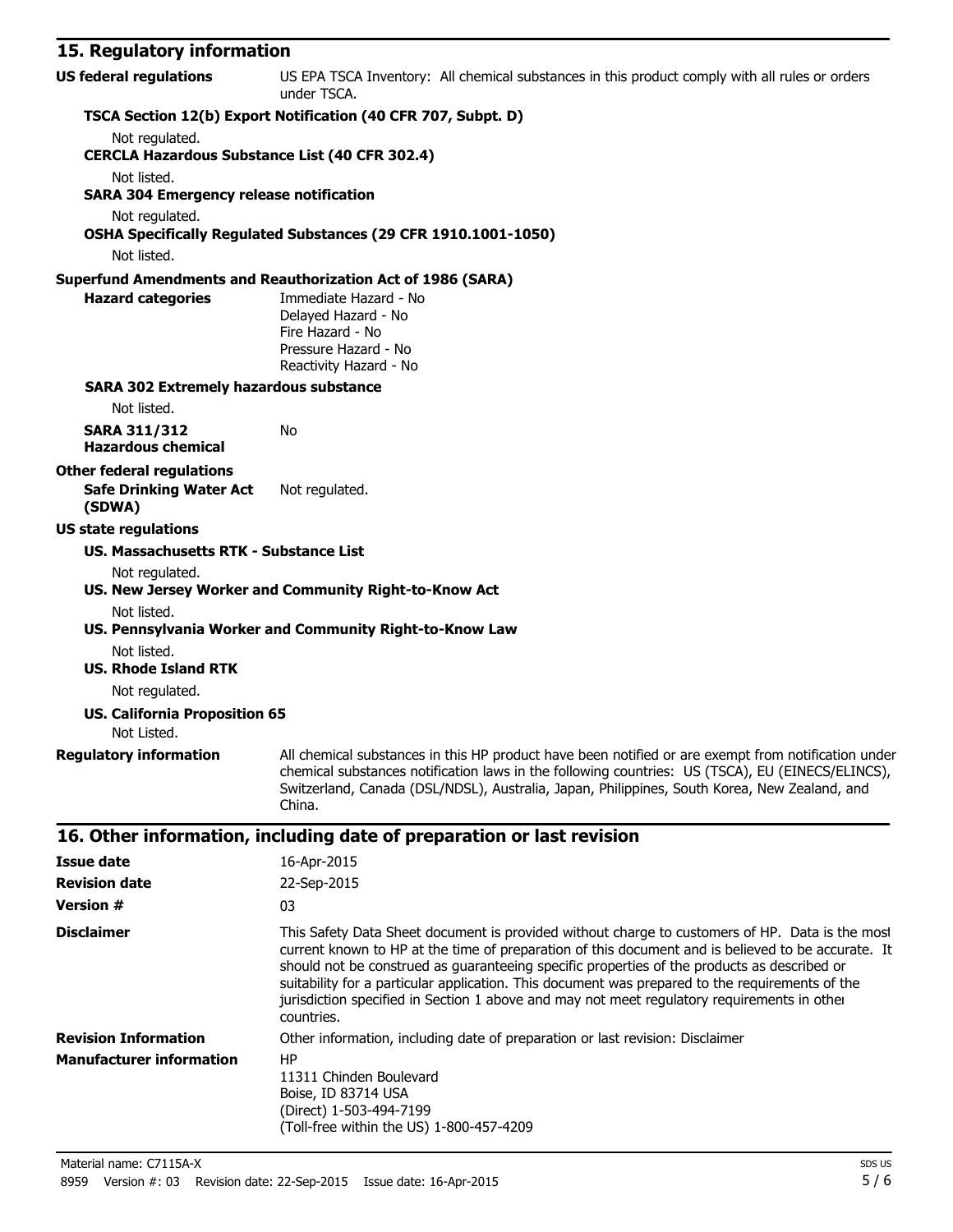## 15. Regulatory information

**US federal regulations** US EPA TSCA Inventory: All chemical substances in this product comply with all rules or orders under TSCA.

**TSCA Section 12(b) Export Notification (40 CFR 707, Subpt. D)**

Not regulated.

**CERCLA Hazardous Substance List (40 CFR 302.4)**

Not listed.

**SARA 304 Emergency release notification**

Not regulated.

**OSHA Specifically Regulated Substances (29 CFR 1910.1001-1050)**

Not listed.

**Superfund Amendments and Reauthorization Act of 1986 (SARA)**

**Hazard categories**
Immediate Hazard - No
Delayed Hazard - No
Fire Hazard - No
Pressure Hazard - No
Reactivity Hazard - No

**SARA 302 Extremely hazardous substance**

Not listed.

**SARA 311/312 Hazardous chemical** No

**Other federal regulations**

**Safe Drinking Water Act (SDWA)** Not regulated.

**US state regulations**

**US. Massachusetts RTK - Substance List**

Not regulated.

**US. New Jersey Worker and Community Right-to-Know Act**

Not listed.

**US. Pennsylvania Worker and Community Right-to-Know Law**

Not listed.

**US. Rhode Island RTK**

Not regulated.

**US. California Proposition 65**

Not Listed.

**Regulatory information** All chemical substances in this HP product have been notified or are exempt from notification under chemical substances notification laws in the following countries: US (TSCA), EU (EINECS/ELINCS), Switzerland, Canada (DSL/NDSL), Australia, Japan, Philippines, South Korea, New Zealand, and China.

## 16. Other information, including date of preparation or last revision

**Issue date** 16-Apr-2015

**Revision date** 22-Sep-2015

**Version #** 03

**Disclaimer** This Safety Data Sheet document is provided without charge to customers of HP. Data is the most current known to HP at the time of preparation of this document and is believed to be accurate. It should not be construed as guaranteeing specific properties of the products as described or suitability for a particular application. This document was prepared to the requirements of the jurisdiction specified in Section 1 above and may not meet regulatory requirements in other countries.

**Revision Information** Other information, including date of preparation or last revision: Disclaimer

**Manufacturer information**
HP
11311 Chinden Boulevard
Boise, ID 83714 USA
(Direct) 1-503-494-7199
(Toll-free within the US) 1-800-457-4209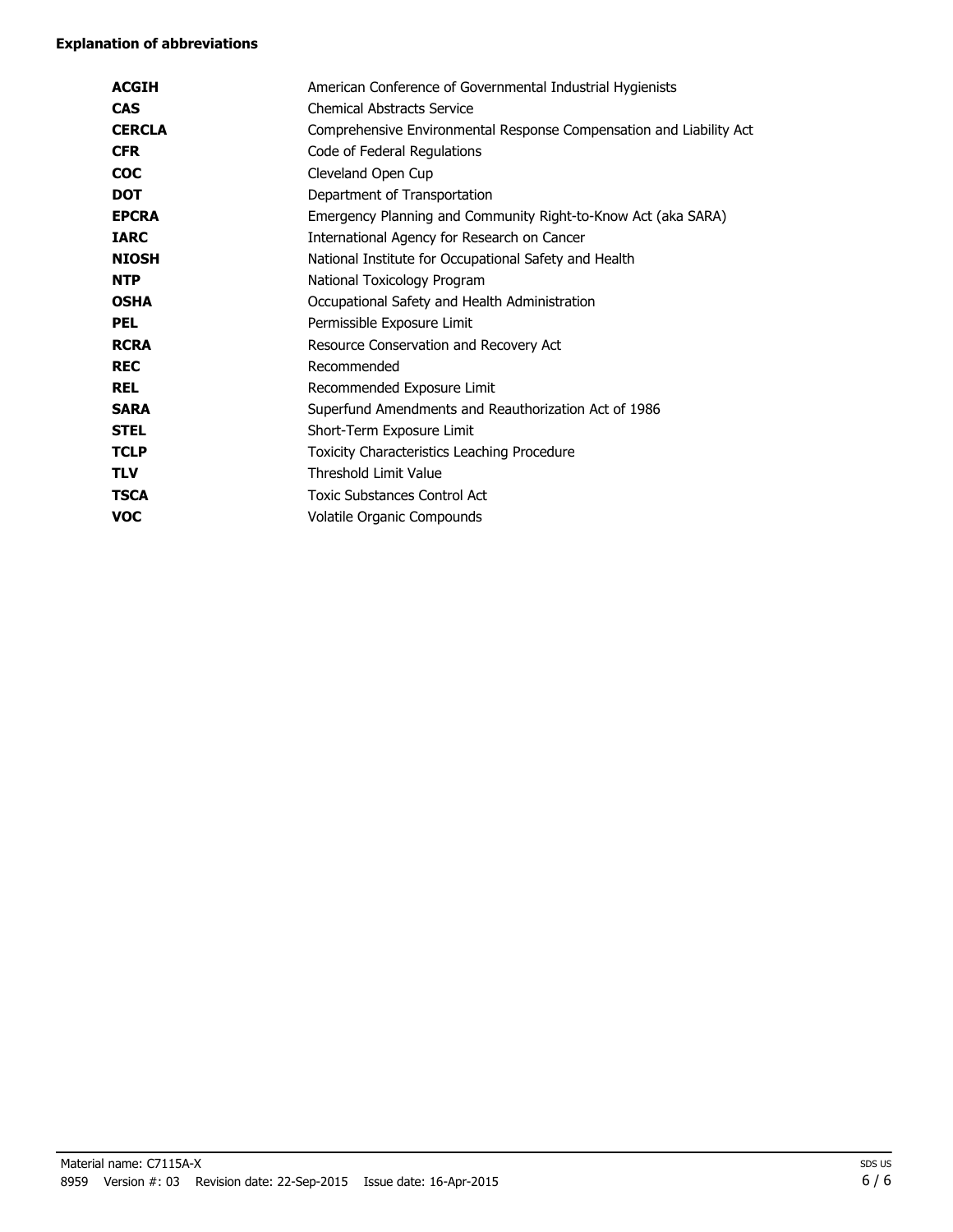**Explanation of abbreviations**

| | |
|---|---|
| **ACGIH** | American Conference of Governmental Industrial Hygienists |
| **CAS** | Chemical Abstracts Service |
| **CERCLA** | Comprehensive Environmental Response Compensation and Liability Act |
| **CFR** | Code of Federal Regulations |
| **COC** | Cleveland Open Cup |
| **DOT** | Department of Transportation |
| **EPCRA** | Emergency Planning and Community Right-to-Know Act (aka SARA) |
| **IARC** | International Agency for Research on Cancer |
| **NIOSH** | National Institute for Occupational Safety and Health |
| **NTP** | National Toxicology Program |
| **OSHA** | Occupational Safety and Health Administration |
| **PEL** | Permissible Exposure Limit |
| **RCRA** | Resource Conservation and Recovery Act |
| **REC** | Recommended |
| **REL** | Recommended Exposure Limit |
| **SARA** | Superfund Amendments and Reauthorization Act of 1986 |
| **STEL** | Short-Term Exposure Limit |
| **TCLP** | Toxicity Characteristics Leaching Procedure |
| **TLV** | Threshold Limit Value |
| **TSCA** | Toxic Substances Control Act |
| **VOC** | Volatile Organic Compounds |